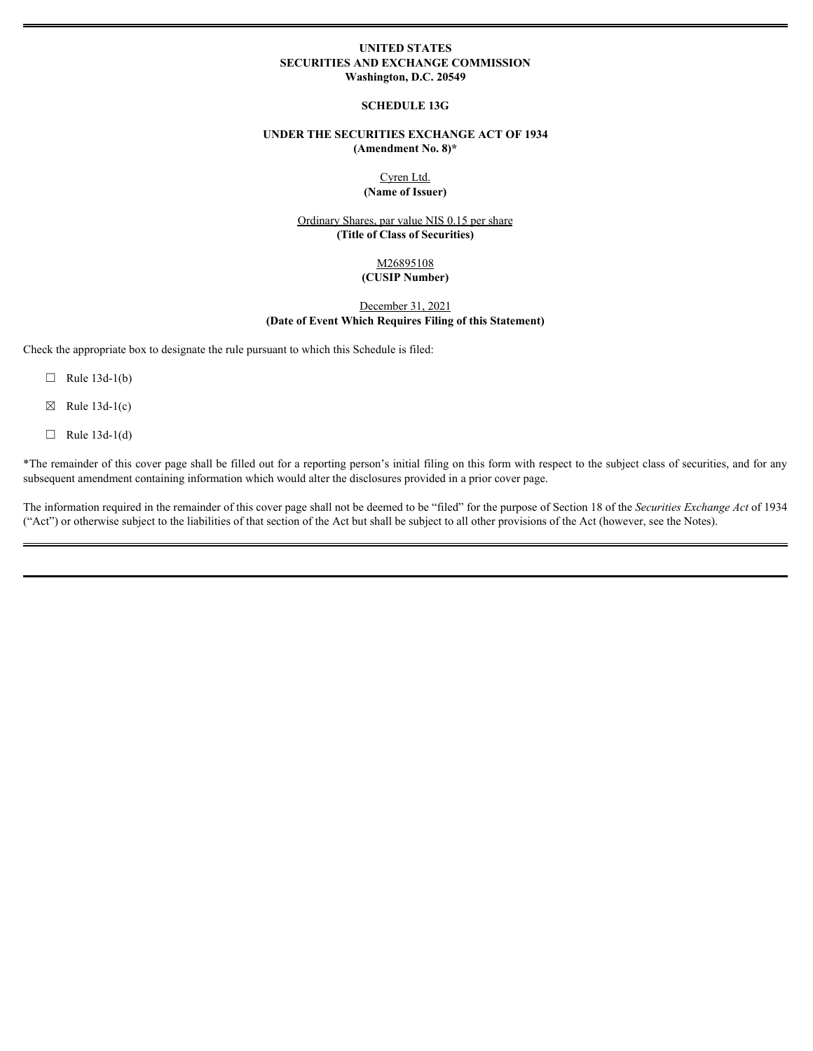**UNITED STATES**
**SECURITIES AND EXCHANGE COMMISSION**
**Washington, D.C. 20549**

**SCHEDULE 13G**

**UNDER THE SECURITIES EXCHANGE ACT OF 1934**
**(Amendment No. 8)***

Cyren Ltd.
**(Name of Issuer)**

Ordinary Shares, par value NIS 0.15 per share
**(Title of Class of Securities)**

M26895108
**(CUSIP Number)**

December 31, 2021
**(Date of Event Which Requires Filing of this Statement)**

Check the appropriate box to designate the rule pursuant to which this Schedule is filed:

☐ Rule 13d-1(b)

☒ Rule 13d-1(c)

☐ Rule 13d-1(d)

*The remainder of this cover page shall be filled out for a reporting person's initial filing on this form with respect to the subject class of securities, and for any subsequent amendment containing information which would alter the disclosures provided in a prior cover page.

The information required in the remainder of this cover page shall not be deemed to be "filed" for the purpose of Section 18 of the *Securities Exchange Act* of 1934 ("Act") or otherwise subject to the liabilities of that section of the Act but shall be subject to all other provisions of the Act (however, see the Notes).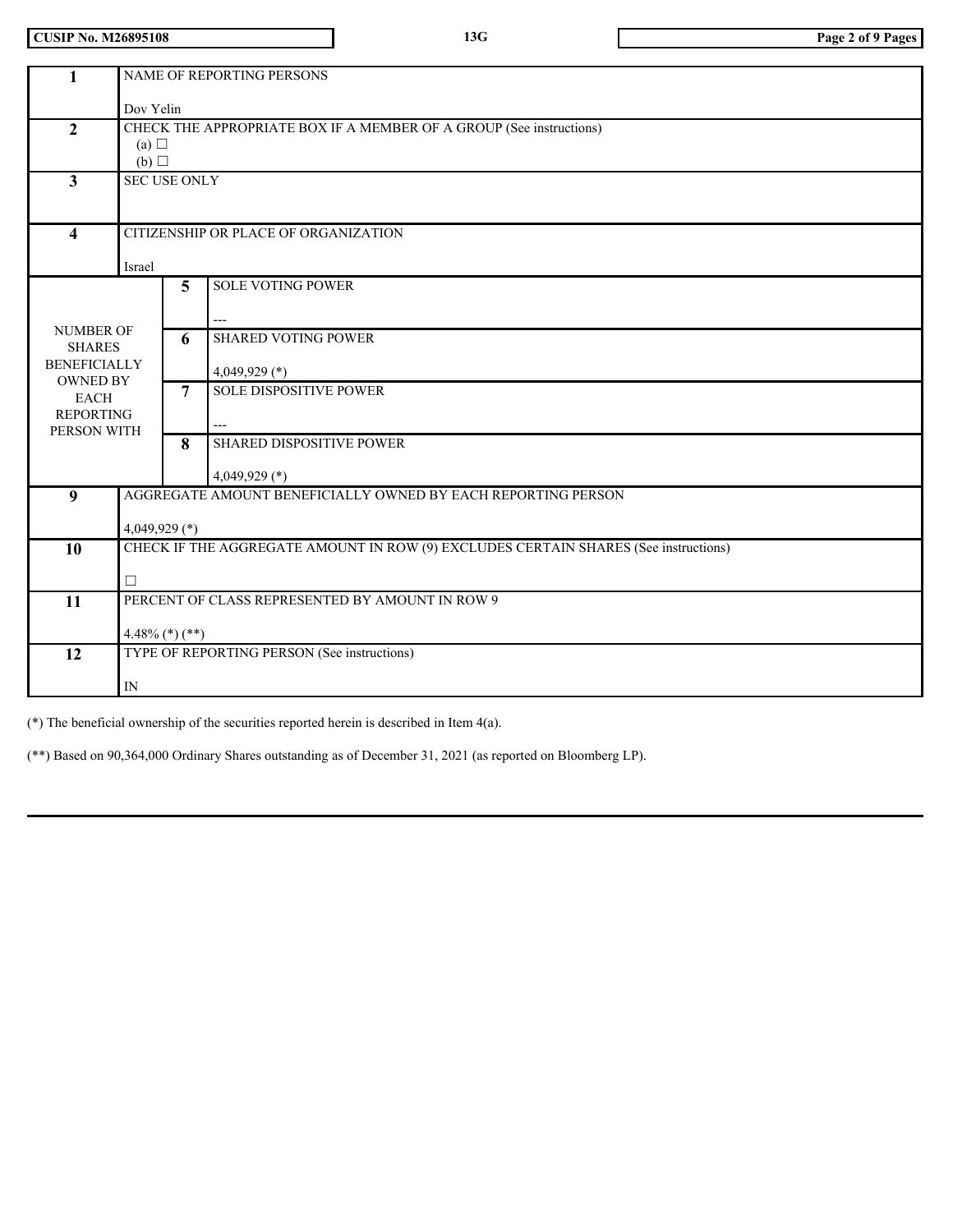| CUSIP No. M26895108 | 13G | |
|---|---|---|

| | | | |
|---|---|---|---|
| **1** | NAME OF REPORTING PERSONS<br><br>Dov Yelin | | |
| **2** | CHECK THE APPROPRIATE BOX IF A MEMBER OF A GROUP (See instructions)<br>(a) ☐<br>(b) ☐ | | |
| **3** | SEC USE ONLY | | |
| **4** | CITIZENSHIP OR PLACE OF ORGANIZATION<br><br>Israel | | |
| NUMBER OF SHARES BENEFICIALLY OWNED BY EACH REPORTING PERSON WITH | | **5** | SOLE VOTING POWER<br><br>--- |
| | | **6** | SHARED VOTING POWER<br><br>4,049,929 (*) |
| | | **7** | SOLE DISPOSITIVE POWER<br><br>--- |
| | | **8** | SHARED DISPOSITIVE POWER<br><br>4,049,929 (*) |
| **9** | AGGREGATE AMOUNT BENEFICIALLY OWNED BY EACH REPORTING PERSON<br><br>4,049,929 (*) | | |
| **10** | CHECK IF THE AGGREGATE AMOUNT IN ROW (9) EXCLUDES CERTAIN SHARES (See instructions)<br><br>☐ | | |
| **11** | PERCENT OF CLASS REPRESENTED BY AMOUNT IN ROW 9<br><br>4.48% (*) (**) | | |
| **12** | TYPE OF REPORTING PERSON (See instructions)<br><br>IN | | |

(*) The beneficial ownership of the securities reported herein is described in Item 4(a).

(**) Based on 90,364,000 Ordinary Shares outstanding as of December 31, 2021 (as reported on Bloomberg LP).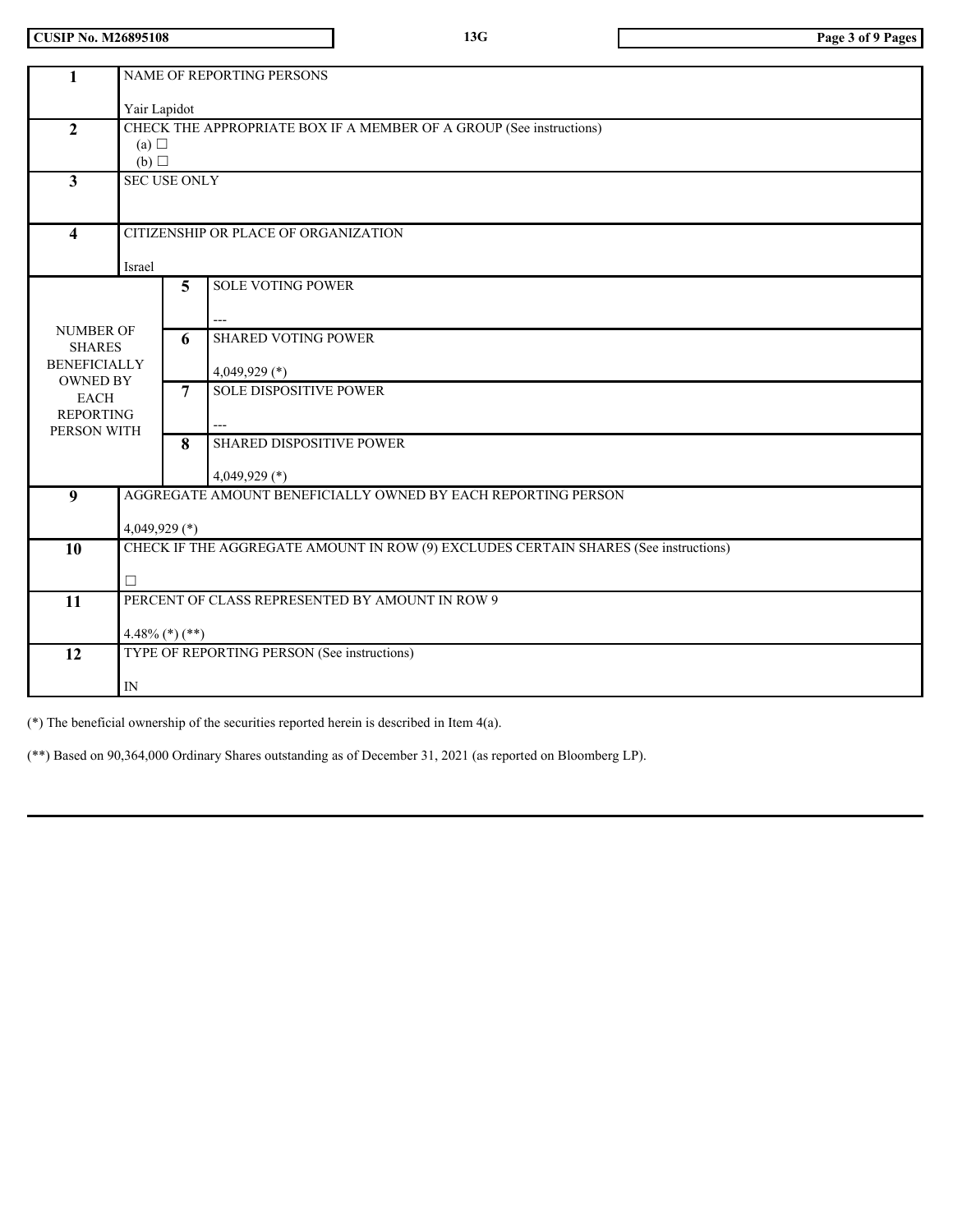| | | | |
|---|---|---|---|
| 1 | NAME OF REPORTING PERSONS<br><br>Yair Lapidot | | |
| 2 | CHECK THE APPROPRIATE BOX IF A MEMBER OF A GROUP (See instructions)<br>(a) ☐<br>(b) ☐ | | |
| 3 | SEC USE ONLY | | |
| 4 | CITIZENSHIP OR PLACE OF ORGANIZATION<br><br>Israel | | |
| NUMBER OF SHARES BENEFICIALLY OWNED BY EACH REPORTING PERSON WITH | | 5 | SOLE VOTING POWER<br><br>--- |
| | | 6 | SHARED VOTING POWER<br><br>4,049,929 (*) |
| | | 7 | SOLE DISPOSITIVE POWER<br><br>--- |
| | | 8 | SHARED DISPOSITIVE POWER<br><br>4,049,929 (*) |
| 9 | AGGREGATE AMOUNT BENEFICIALLY OWNED BY EACH REPORTING PERSON<br><br>4,049,929 (*) | | |
| 10 | CHECK IF THE AGGREGATE AMOUNT IN ROW (9) EXCLUDES CERTAIN SHARES (See instructions)<br><br>☐ | | |
| 11 | PERCENT OF CLASS REPRESENTED BY AMOUNT IN ROW 9<br><br>4.48% (*) (**) | | |
| 12 | TYPE OF REPORTING PERSON (See instructions)<br><br>IN | | |

(*) The beneficial ownership of the securities reported herein is described in Item 4(a).

(**) Based on 90,364,000 Ordinary Shares outstanding as of December 31, 2021 (as reported on Bloomberg LP).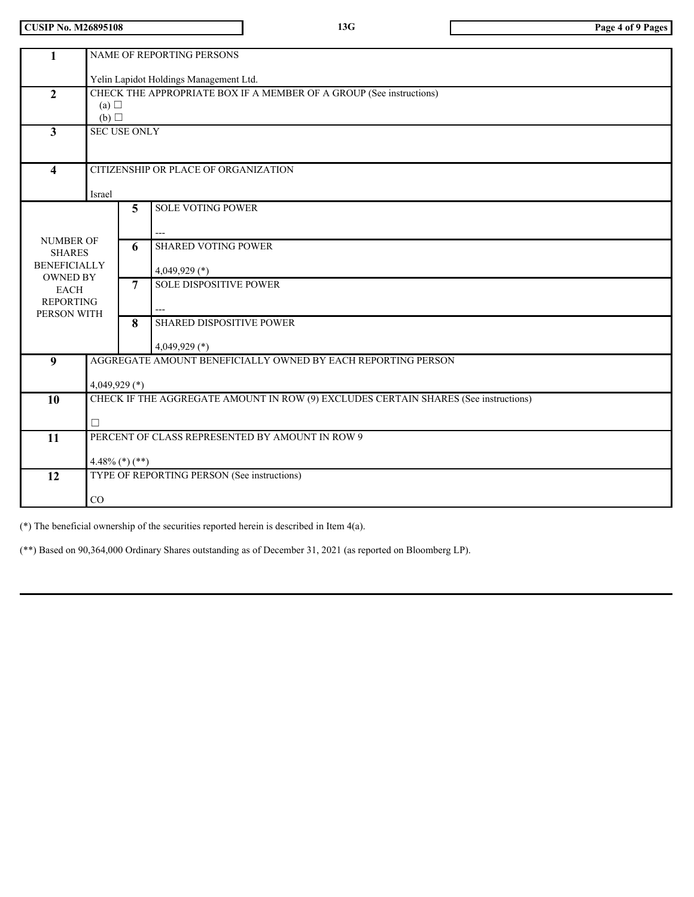CUSIP No. M26895108 | 13G

| 1 | NAME OF REPORTING PERSONS<br><br>Yelin Lapidot Holdings Management Ltd. | |
|---|---|---|
| 2 | CHECK THE APPROPRIATE BOX IF A MEMBER OF A GROUP (See instructions)<br>(a) ☐<br>(b) ☐ | |
| 3 | SEC USE ONLY | |
| 4 | CITIZENSHIP OR PLACE OF ORGANIZATION<br><br>Israel | |
| NUMBER OF SHARES BENEFICIALLY OWNED BY EACH REPORTING PERSON WITH | 5 | SOLE VOTING POWER<br><br>--- |
| | 6 | SHARED VOTING POWER<br><br>4,049,929 (*) |
| | 7 | SOLE DISPOSITIVE POWER<br><br>--- |
| | 8 | SHARED DISPOSITIVE POWER<br><br>4,049,929 (*) |
| 9 | AGGREGATE AMOUNT BENEFICIALLY OWNED BY EACH REPORTING PERSON<br><br>4,049,929 (*) | |
| 10 | CHECK IF THE AGGREGATE AMOUNT IN ROW (9) EXCLUDES CERTAIN SHARES (See instructions)<br><br>☐ | |
| 11 | PERCENT OF CLASS REPRESENTED BY AMOUNT IN ROW 9<br><br>4.48% (*) (**) | |
| 12 | TYPE OF REPORTING PERSON (See instructions)<br><br>CO | |

(*) The beneficial ownership of the securities reported herein is described in Item 4(a).

(**) Based on 90,364,000 Ordinary Shares outstanding as of December 31, 2021 (as reported on Bloomberg LP).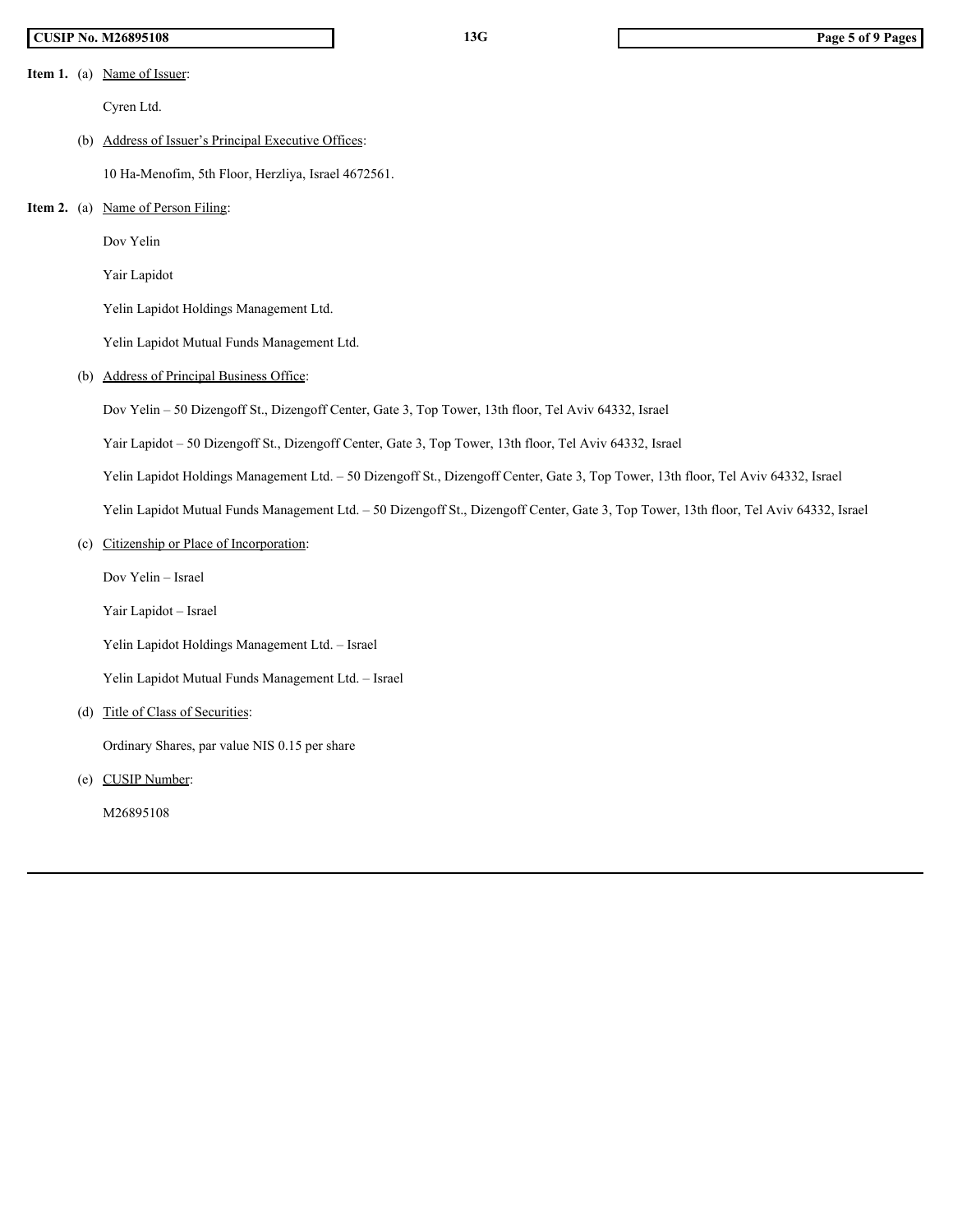**Item 1.** (a) Name of Issuer:

Cyren Ltd.

(b) Address of Issuer's Principal Executive Offices:

10 Ha-Menofim, 5th Floor, Herzliya, Israel 4672561.

**Item 2.** (a) Name of Person Filing:

Dov Yelin

Yair Lapidot

Yelin Lapidot Holdings Management Ltd.

Yelin Lapidot Mutual Funds Management Ltd.

(b) Address of Principal Business Office:

Dov Yelin – 50 Dizengoff St., Dizengoff Center, Gate 3, Top Tower, 13th floor, Tel Aviv 64332, Israel

Yair Lapidot – 50 Dizengoff St., Dizengoff Center, Gate 3, Top Tower, 13th floor, Tel Aviv 64332, Israel

Yelin Lapidot Holdings Management Ltd. – 50 Dizengoff St., Dizengoff Center, Gate 3, Top Tower, 13th floor, Tel Aviv 64332, Israel

Yelin Lapidot Mutual Funds Management Ltd. – 50 Dizengoff St., Dizengoff Center, Gate 3, Top Tower, 13th floor, Tel Aviv 64332, Israel

(c) Citizenship or Place of Incorporation:

Dov Yelin – Israel

Yair Lapidot – Israel

Yelin Lapidot Holdings Management Ltd. – Israel

Yelin Lapidot Mutual Funds Management Ltd. – Israel

(d) Title of Class of Securities:

Ordinary Shares, par value NIS 0.15 per share

(e) CUSIP Number:

M26895108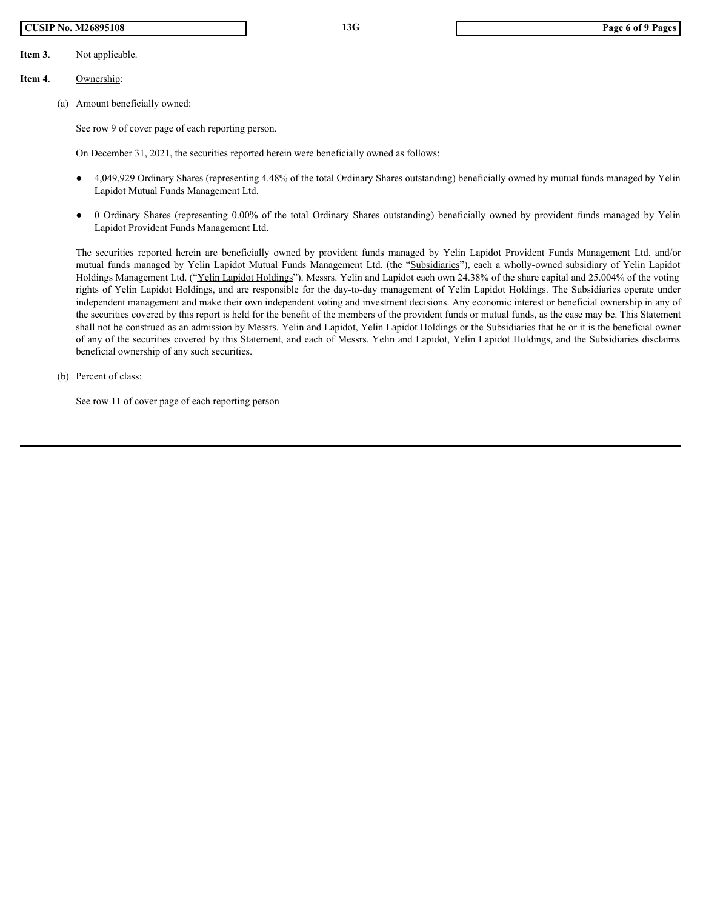**Item 3**. Not applicable.

**Item 4**. Ownership:

(a) Amount beneficially owned:

See row 9 of cover page of each reporting person.

On December 31, 2021, the securities reported herein were beneficially owned as follows:

- 4,049,929 Ordinary Shares (representing 4.48% of the total Ordinary Shares outstanding) beneficially owned by mutual funds managed by Yelin Lapidot Mutual Funds Management Ltd.
- 0 Ordinary Shares (representing 0.00% of the total Ordinary Shares outstanding) beneficially owned by provident funds managed by Yelin Lapidot Provident Funds Management Ltd.

The securities reported herein are beneficially owned by provident funds managed by Yelin Lapidot Provident Funds Management Ltd. and/or mutual funds managed by Yelin Lapidot Mutual Funds Management Ltd. (the "Subsidiaries"), each a wholly-owned subsidiary of Yelin Lapidot Holdings Management Ltd. ("Yelin Lapidot Holdings"). Messrs. Yelin and Lapidot each own 24.38% of the share capital and 25.004% of the voting rights of Yelin Lapidot Holdings, and are responsible for the day-to-day management of Yelin Lapidot Holdings. The Subsidiaries operate under independent management and make their own independent voting and investment decisions. Any economic interest or beneficial ownership in any of the securities covered by this report is held for the benefit of the members of the provident funds or mutual funds, as the case may be. This Statement shall not be construed as an admission by Messrs. Yelin and Lapidot, Yelin Lapidot Holdings or the Subsidiaries that he or it is the beneficial owner of any of the securities covered by this Statement, and each of Messrs. Yelin and Lapidot, Yelin Lapidot Holdings, and the Subsidiaries disclaims beneficial ownership of any such securities.

(b) Percent of class:

See row 11 of cover page of each reporting person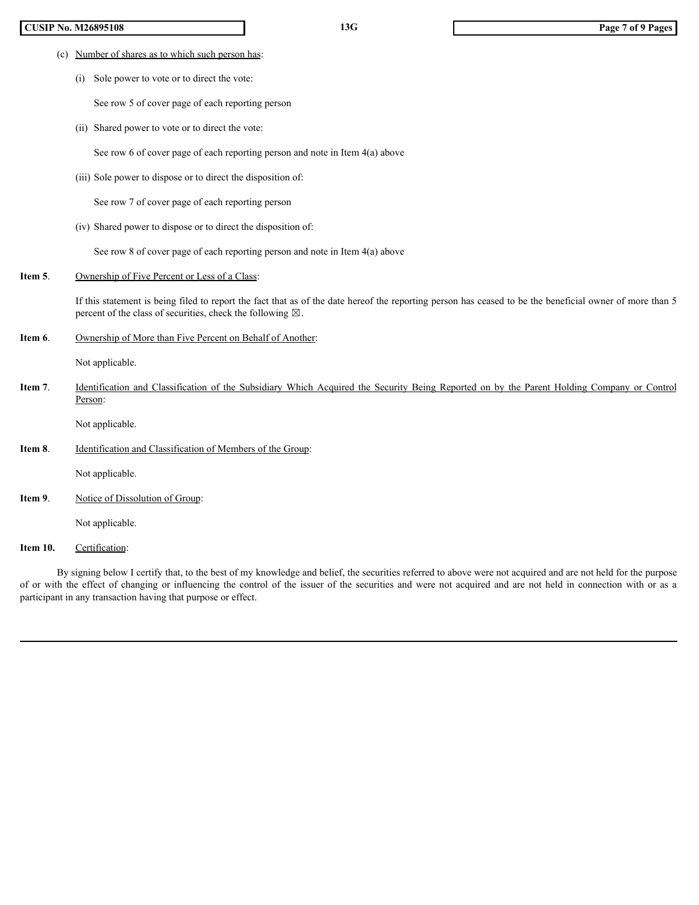(c) Number of shares as to which such person has:

(i) Sole power to vote or to direct the vote:

See row 5 of cover page of each reporting person

(ii) Shared power to vote or to direct the vote:

See row 6 of cover page of each reporting person and note in Item 4(a) above

(iii) Sole power to dispose or to direct the disposition of:

See row 7 of cover page of each reporting person

(iv) Shared power to dispose or to direct the disposition of:

See row 8 of cover page of each reporting person and note in Item 4(a) above

**Item 5**. Ownership of Five Percent or Less of a Class:

If this statement is being filed to report the fact that as of the date hereof the reporting person has ceased to be the beneficial owner of more than 5 percent of the class of securities, check the following ☒.

**Item 6**. Ownership of More than Five Percent on Behalf of Another:

Not applicable.

**Item 7**. Identification and Classification of the Subsidiary Which Acquired the Security Being Reported on by the Parent Holding Company or Control Person:

Not applicable.

**Item 8**. Identification and Classification of Members of the Group:

Not applicable.

**Item 9**. Notice of Dissolution of Group:

Not applicable.

**Item 10.** Certification:

By signing below I certify that, to the best of my knowledge and belief, the securities referred to above were not acquired and are not held for the purpose of or with the effect of changing or influencing the control of the issuer of the securities and were not acquired and are not held in connection with or as a participant in any transaction having that purpose or effect.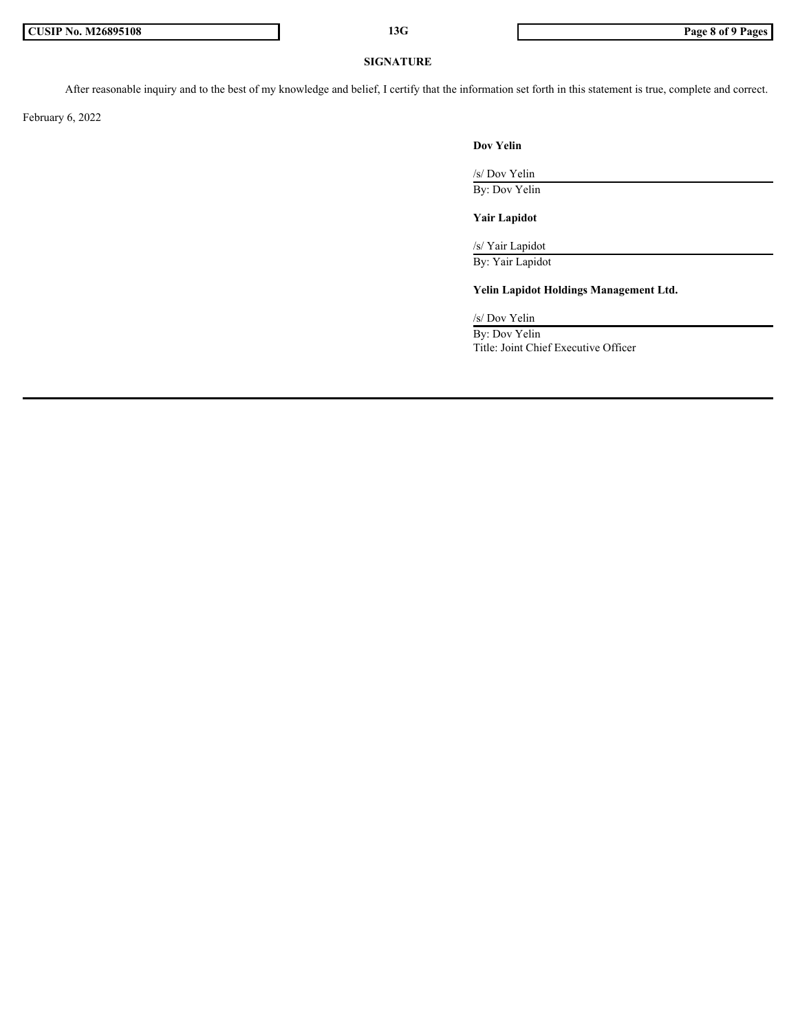## SIGNATURE

After reasonable inquiry and to the best of my knowledge and belief, I certify that the information set forth in this statement is true, complete and correct.

February 6, 2022

**Dov Yelin**

/s/ Dov Yelin

By: Dov Yelin

**Yair Lapidot**

/s/ Yair Lapidot

By: Yair Lapidot

**Yelin Lapidot Holdings Management Ltd.**

/s/ Dov Yelin

By: Dov Yelin

Title: Joint Chief Executive Officer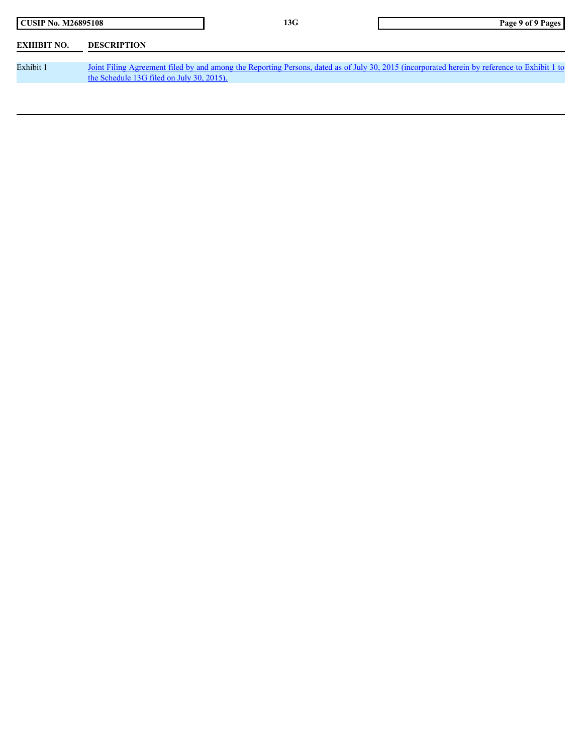| EXHIBIT NO. | DESCRIPTION |
|---|---|
| Exhibit 1 | Joint Filing Agreement filed by and among the Reporting Persons, dated as of July 30, 2015 (incorporated herein by reference to Exhibit 1 to the Schedule 13G filed on July 30, 2015). |